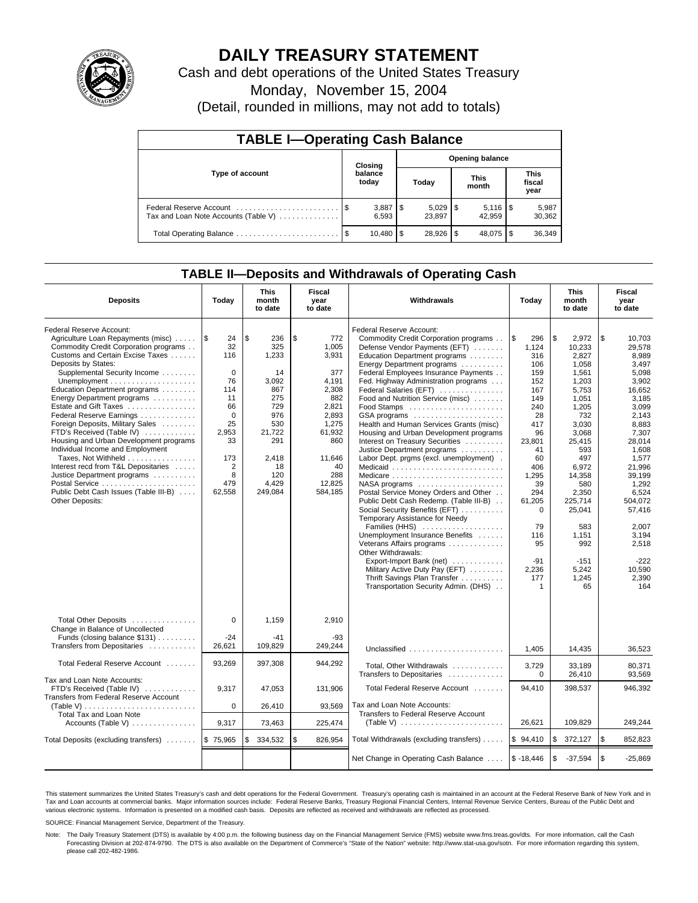# DAILY TREASURY STATEMENT

Cash and debt operations of the United States Treasury

Monday, November 15, 2004

(Detail, rounded in millions, may not add to totals)

## TABLE I—Operating Cash Balance

| Type of account | Closing balance today | Opening balance Today | Opening balance This month | Opening balance This fiscal year |
|---|---|---|---|---|
| Federal Reserve Account | $ 3,887 | $ 5,029 | $ 5,116 | $ 5,987 |
| Tax and Loan Note Accounts (Table V) | 6,593 | 23,897 | 42,959 | 30,362 |
| Total Operating Balance | $ 10,480 | $ 28,926 | $ 48,075 | $ 36,349 |

## TABLE II—Deposits and Withdrawals of Operating Cash

| Deposits | Today | This month to date | Fiscal year to date | Withdrawals | Today | This month to date | Fiscal year to date |
|---|---|---|---|---|---|---|---|
| Federal Reserve Account: | | | | Federal Reserve Account: | | | |
| Agriculture Loan Repayments (misc) | $ 24 | $ 236 | $ 772 | Commodity Credit Corporation programs | $ 296 | $ 2,972 | $ 10,703 |
| Commodity Credit Corporation programs | 32 | 325 | 1,005 | Defense Vendor Payments (EFT) | 1,124 | 10,233 | 29,578 |
| Customs and Certain Excise Taxes | 116 | 1,233 | 3,931 | Education Department programs | 316 | 2,827 | 8,989 |
| Deposits by States: | | | | Energy Department programs | 106 | 1,058 | 3,497 |
| Supplemental Security Income | 0 | 14 | 377 | Federal Employees Insurance Payments | 159 | 1,561 | 5,098 |
| Unemployment | 76 | 3,092 | 4,191 | Fed. Highway Administration programs | 152 | 1,203 | 3,902 |
| Education Department programs | 114 | 867 | 2,308 | Federal Salaries (EFT) | 167 | 5,753 | 16,652 |
| Energy Department programs | 11 | 275 | 882 | Food and Nutrition Service (misc) | 149 | 1,051 | 3,185 |
| Estate and Gift Taxes | 66 | 729 | 2,821 | Food Stamps | 240 | 1,205 | 3,099 |
| Federal Reserve Earnings | 0 | 976 | 2,893 | GSA programs | 28 | 732 | 2,143 |
| Foreign Deposits, Military Sales | 25 | 530 | 1,275 | Health and Human Services Grants (misc) | 417 | 3,030 | 8,883 |
| FTD's Received (Table IV) | 2,953 | 21,722 | 61,932 | Housing and Urban Development programs | 96 | 3,068 | 7,307 |
| Housing and Urban Development programs | 33 | 291 | 860 | Interest on Treasury Securities | 23,801 | 25,415 | 28,014 |
| Individual Income and Employment | | | | Justice Department programs | 41 | 593 | 1,608 |
| Taxes, Not Withheld | 173 | 2,418 | 11,646 | Labor Dept. prgms (excl. unemployment) | 60 | 497 | 1,577 |
| Interest recd from T&L Depositaries | 2 | 18 | 40 | Medicaid | 406 | 6,972 | 21,996 |
| Justice Department programs | 8 | 120 | 288 | Medicare | 1,295 | 14,358 | 39,199 |
| Postal Service | 479 | 4,429 | 12,825 | NASA programs | 39 | 580 | 1,292 |
| Public Debt Cash Issues (Table III-B) | 62,558 | 249,084 | 584,185 | Postal Service Money Orders and Other | 294 | 2,350 | 6,524 |
| Other Deposits: | | | | Public Debt Cash Redemp. (Table III-B) | 61,205 | 225,714 | 504,072 |
| | | | | Social Security Benefits (EFT) | 0 | 25,041 | 57,416 |
| | | | | Temporary Assistance for Needy Families (HHS) | 79 | 583 | 2,007 |
| | | | | Unemployment Insurance Benefits | 116 | 1,151 | 3,194 |
| | | | | Veterans Affairs programs | 95 | 992 | 2,518 |
| | | | | Other Withdrawals: | | | |
| | | | | Export-Import Bank (net) | -91 | -151 | -222 |
| | | | | Military Active Duty Pay (EFT) | 2,236 | 5,242 | 10,590 |
| | | | | Thrift Savings Plan Transfer | 177 | 1,245 | 2,390 |
| | | | | Transportation Security Admin. (DHS) | 1 | 65 | 164 |
| Total Other Deposits | 0 | 1,159 | 2,910 | | | | |
| Change in Balance of Uncollected Funds (closing balance $131) | -24 | -41 | -93 | | | | |
| Transfers from Depositaries | 26,621 | 109,829 | 249,244 | Unclassified | 1,405 | 14,435 | 36,523 |
| Total Federal Reserve Account | 93,269 | 397,308 | 944,292 | Total, Other Withdrawals | 3,729 | 33,189 | 80,371 |
| | | | | Transfers to Depositaries | 0 | 26,410 | 93,569 |
| Tax and Loan Note Accounts: | | | | | | | |
| FTD's Received (Table IV) | 9,317 | 47,053 | 131,906 | Total Federal Reserve Account | 94,410 | 398,537 | 946,392 |
| Transfers from Federal Reserve Account (Table V) | 0 | 26,410 | 93,569 | Tax and Loan Note Accounts: | | | |
| Total Tax and Loan Note Accounts (Table V) | 9,317 | 73,463 | 225,474 | Transfers to Federal Reserve Account (Table V) | 26,621 | 109,829 | 249,244 |
| Total Deposits (excluding transfers) | $ 75,965 | $ 334,532 | $ 826,954 | Total Withdrawals (excluding transfers) | $ 94,410 | $ 372,127 | $ 852,823 |
| | | | | Net Change in Operating Cash Balance | $ -18,446 | $ -37,594 | $ -25,869 |

This statement summarizes the United States Treasury's cash and debt operations for the Federal Government. Treasury's operating cash is maintained in an account at the Federal Reserve Bank of New York and in Tax and Loan accounts at commercial banks. Major information sources include: Federal Reserve Banks, Treasury Regional Financial Centers, Internal Revenue Service Centers, Bureau of the Public Debt and various electronic systems. Information is presented on a modified cash basis. Deposits are reflected as received and withdrawals are reflected as processed.

SOURCE: Financial Management Service, Department of the Treasury.

Note: The Daily Treasury Statement (DTS) is available by 4:00 p.m. the following business day on the Financial Management Service (FMS) website www.fms.treas.gov/dts. For more information, call the Cash Forecasting Division at 202-874-9790. The DTS is also available on the Department of Commerce's "State of the Nation" website: http://www.stat-usa.gov/sotn. For more information regarding this system, please call 202-482-1986.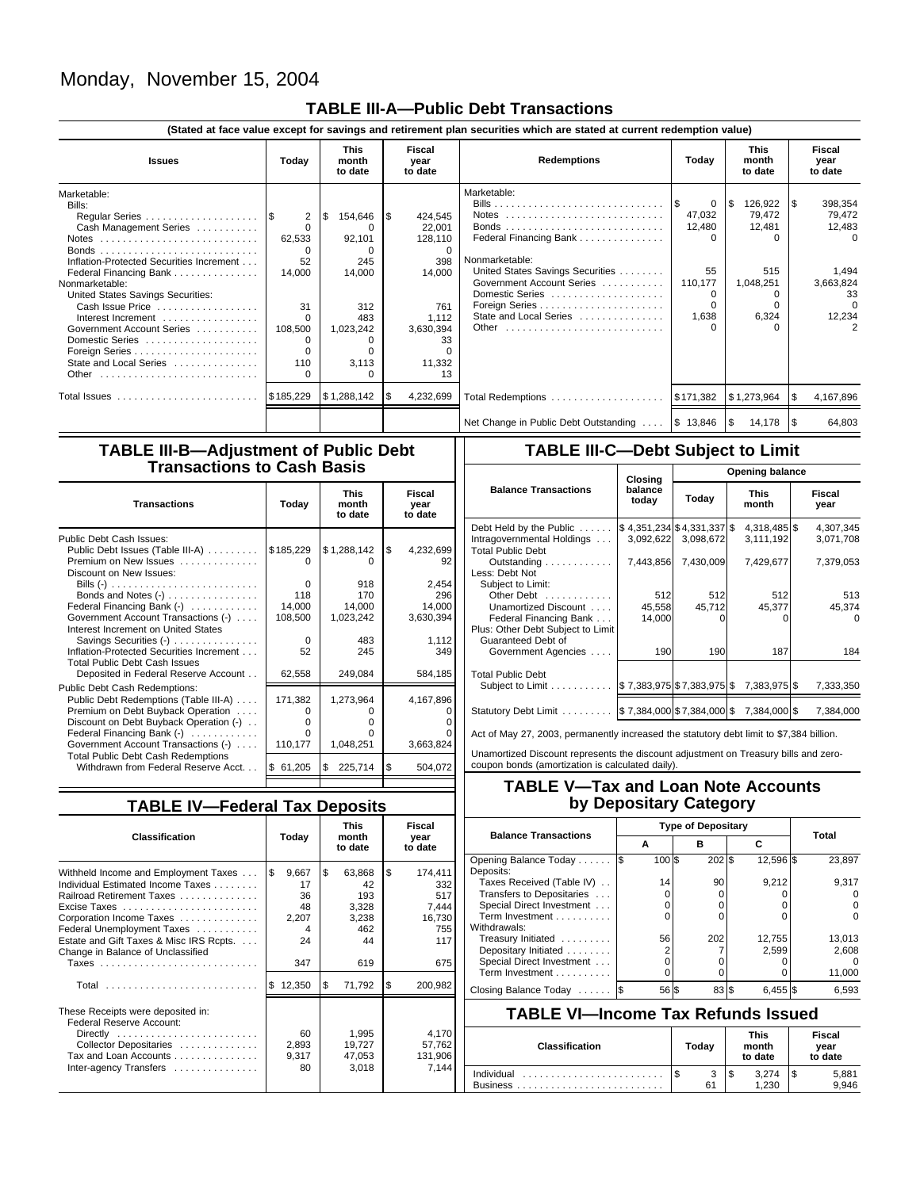# Monday, November 15, 2004

## TABLE III-A—Public Debt Transactions

(Stated at face value except for savings and retirement plan securities which are stated at current redemption value)

| Issues | Today | This month to date | Fiscal year to date | Redemptions | Today | This month to date | Fiscal year to date |
|---|---|---|---|---|---|---|---|
| Marketable: | | | | Marketable: | | | |
| Bills: | | | | Bills | $ 0 | $ 126,922 | $ 398,354 |
| Regular Series | $ 2 | $ 154,646 | $ 424,545 | Notes | 47,032 | 79,472 | 79,472 |
| Cash Management Series | 0 | 0 | 22,001 | Bonds | 12,480 | 12,481 | 12,483 |
| Notes | 62,533 | 92,101 | 128,110 | Federal Financing Bank | 0 | 0 | 0 |
| Bonds | 0 | 0 | 0 | | | | |
| Inflation-Protected Securities Increment | 52 | 245 | 398 | Nonmarketable: | | | |
| Federal Financing Bank | 14,000 | 14,000 | 14,000 | United States Savings Securities | 55 | 515 | 1,494 |
| Nonmarketable: | | | | Government Account Series | 110,177 | 1,048,251 | 3,663,824 |
| United States Savings Securities: | | | | Domestic Series | 0 | 0 | 33 |
| Cash Issue Price | 31 | 312 | 761 | Foreign Series | 0 | 0 | 0 |
| Interest Increment | 0 | 483 | 1,112 | State and Local Series | 1,638 | 6,324 | 12,234 |
| Government Account Series | 108,500 | 1,023,242 | 3,630,394 | Other | 0 | 0 | 2 |
| Domestic Series | 0 | 0 | 33 | | | | |
| Foreign Series | 0 | 0 | 0 | | | | |
| State and Local Series | 110 | 3,113 | 11,332 | | | | |
| Other | 0 | 0 | 13 | | | | |
| Total Issues | $185,229 | $1,288,142 | $ 4,232,699 | Total Redemptions | $171,382 | $1,273,964 | $ 4,167,896 |
| | | | | Net Change in Public Debt Outstanding | $ 13,846 | $ 14,178 | $ 64,803 |

## TABLE III-B—Adjustment of Public Debt Transactions to Cash Basis

| Transactions | Today | This month to date | Fiscal year to date |
|---|---|---|---|
| Public Debt Cash Issues: | | | |
| Public Debt Issues (Table III-A) | $185,229 | $1,288,142 | $ 4,232,699 |
| Premium on New Issues | 0 | 0 | 92 |
| Discount on New Issues: | | | |
| Bills (-) | 0 | 918 | 2,454 |
| Bonds and Notes (-) | 118 | 170 | 296 |
| Federal Financing Bank (-) | 14,000 | 14,000 | 14,000 |
| Government Account Transactions (-) | 108,500 | 1,023,242 | 3,630,394 |
| Interest Increment on United States Savings Securities (-) | 0 | 483 | 1,112 |
| Inflation-Protected Securities Increment | 52 | 245 | 349 |
| Total Public Debt Cash Issues Deposited in Federal Reserve Account | 62,558 | 249,084 | 584,185 |
| Public Debt Cash Redemptions: | | | |
| Public Debt Redemptions (Table III-A) | 171,382 | 1,273,964 | 4,167,896 |
| Premium on Debt Buyback Operation | 0 | 0 | 0 |
| Discount on Debt Buyback Operation (-) | 0 | 0 | 0 |
| Federal Financing Bank (-) | 0 | 0 | 0 |
| Government Account Transactions (-) | 110,177 | 1,048,251 | 3,663,824 |
| Total Public Debt Cash Redemptions Withdrawn from Federal Reserve Acct. | $ 61,205 | $ 225,714 | $ 504,072 |

## TABLE III-C—Debt Subject to Limit

| Balance Transactions | Closing balance today | Opening balance Today | Opening balance This month | Opening balance Fiscal year |
|---|---|---|---|---|
| Debt Held by the Public | $ 4,351,234 | $ 4,331,337 | $ 4,318,485 | $ 4,307,345 |
| Intragovernmental Holdings | 3,092,622 | 3,098,672 | 3,111,192 | 3,071,708 |
| Total Public Debt Outstanding | 7,443,856 | 7,430,009 | 7,429,677 | 7,379,053 |
| Less: Debt Not Subject to Limit: | | | | |
| Other Debt | 512 | 512 | 512 | 513 |
| Unamortized Discount | 45,558 | 45,712 | 45,377 | 45,374 |
| Federal Financing Bank | 14,000 | 0 | 0 | 0 |
| Plus: Other Debt Subject to Limit Guaranteed Debt of Government Agencies | 190 | 190 | 187 | 184 |
| Total Public Debt Subject to Limit | $ 7,383,975 | $ 7,383,975 | $ 7,383,975 | $ 7,333,350 |
| Statutory Debt Limit | $ 7,384,000 | $ 7,384,000 | $ 7,384,000 | $ 7,384,000 |

Act of May 27, 2003, permanently increased the statutory debt limit to $7,384 billion.

Unamortized Discount represents the discount adjustment on Treasury bills and zero-coupon bonds (amortization is calculated daily).

## TABLE IV—Federal Tax Deposits

| Classification | Today | This month to date | Fiscal year to date |
|---|---|---|---|
| Withheld Income and Employment Taxes | $ 9,667 | $ 63,868 | $ 174,411 |
| Individual Estimated Income Taxes | 17 | 42 | 332 |
| Railroad Retirement Taxes | 36 | 193 | 517 |
| Excise Taxes | 48 | 3,328 | 7,444 |
| Corporation Income Taxes | 2,207 | 3,238 | 16,730 |
| Federal Unemployment Taxes | 4 | 462 | 755 |
| Estate and Gift Taxes & Misc IRS Rcpts. | 24 | 44 | 117 |
| Change in Balance of Unclassified Taxes | 347 | 619 | 675 |
| Total | $ 12,350 | $ 71,792 | $ 200,982 |
| These Receipts were deposited in: | | | |
| Federal Reserve Account: | | | |
| Directly | 60 | 1,995 | 4,170 |
| Collector Depositaries | 2,893 | 19,727 | 57,762 |
| Tax and Loan Accounts | 9,317 | 47,053 | 131,906 |
| Inter-agency Transfers | 80 | 3,018 | 7,144 |

## TABLE V—Tax and Loan Note Accounts by Depositary Category

| Balance Transactions | Type of Depositary A | B | C | Total |
|---|---|---|---|---|
| Opening Balance Today | $ 100 | $ 202 | $ 12,596 | $ 23,897 |
| Deposits: | | | | |
| Taxes Received (Table IV) | 14 | 90 | 9,212 | 9,317 |
| Transfers to Depositaries | 0 | 0 | 0 | 0 |
| Special Direct Investment | 0 | 0 | 0 | 0 |
| Term Investment | 0 | 0 | 0 | 0 |
| Withdrawals: | | | | |
| Treasury Initiated | 56 | 202 | 12,755 | 13,013 |
| Depositary Initiated | 2 | 7 | 2,599 | 2,608 |
| Special Direct Investment | 0 | 0 | 0 | 0 |
| Term Investment | 0 | 0 | 0 | 11,000 |
| Closing Balance Today | $ 56 | $ 83 | $ 6,455 | $ 6,593 |

## TABLE VI—Income Tax Refunds Issued

| Classification | Today | This month to date | Fiscal year to date |
|---|---|---|---|
| Individual | $ 3 | $ 3,274 | $ 5,881 |
| Business | 61 | 1,230 | 9,946 |